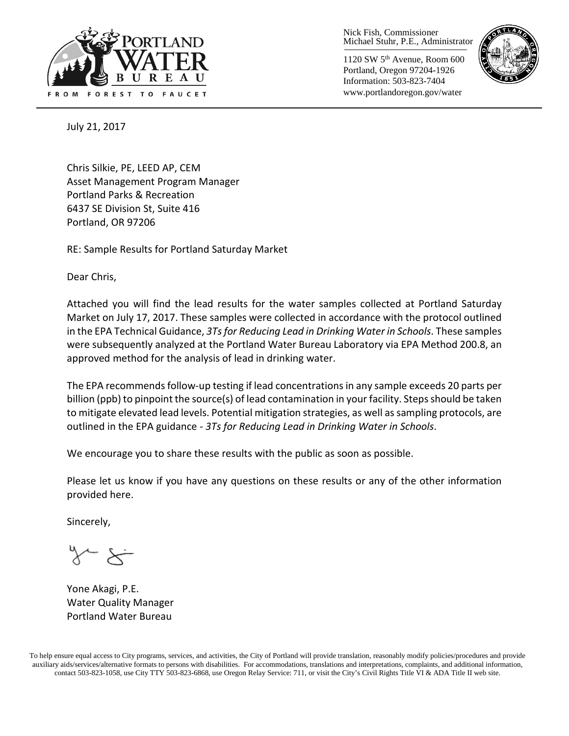PORTLAND WATER BUREAU

FROM FOREST TO FAUCET

Nick Fish, Commissioner
Michael Stuhr, P.E., Administrator

1120 SW 5th Avenue, Room 600
Portland, Oregon 97204-1926
Information: 503-823-7404
www.portlandoregon.gov/water

July 21, 2017

Chris Silkie, PE, LEED AP, CEM
Asset Management Program Manager
Portland Parks & Recreation
6437 SE Division St, Suite 416
Portland, OR 97206

RE: Sample Results for Portland Saturday Market

Dear Chris,

Attached you will find the lead results for the water samples collected at Portland Saturday Market on July 17, 2017. These samples were collected in accordance with the protocol outlined in the EPA Technical Guidance, *3Ts for Reducing Lead in Drinking Water in Schools*. These samples were subsequently analyzed at the Portland Water Bureau Laboratory via EPA Method 200.8, an approved method for the analysis of lead in drinking water.

The EPA recommends follow-up testing if lead concentrations in any sample exceeds 20 parts per billion (ppb) to pinpoint the source(s) of lead contamination in your facility. Steps should be taken to mitigate elevated lead levels. Potential mitigation strategies, as well as sampling protocols, are outlined in the EPA guidance - *3Ts for Reducing Lead in Drinking Water in Schools*.

We encourage you to share these results with the public as soon as possible.

Please let us know if you have any questions on these results or any of the other information provided here.

Sincerely,

Yone Akagi, P.E.
Water Quality Manager
Portland Water Bureau

To help ensure equal access to City programs, services, and activities, the City of Portland will provide translation, reasonably modify policies/procedures and provide auxiliary aids/services/alternative formats to persons with disabilities. For accommodations, translations and interpretations, complaints, and additional information, contact 503-823-1058, use City TTY 503-823-6868, use Oregon Relay Service: 711, or visit the City's Civil Rights Title VI & ADA Title II web site.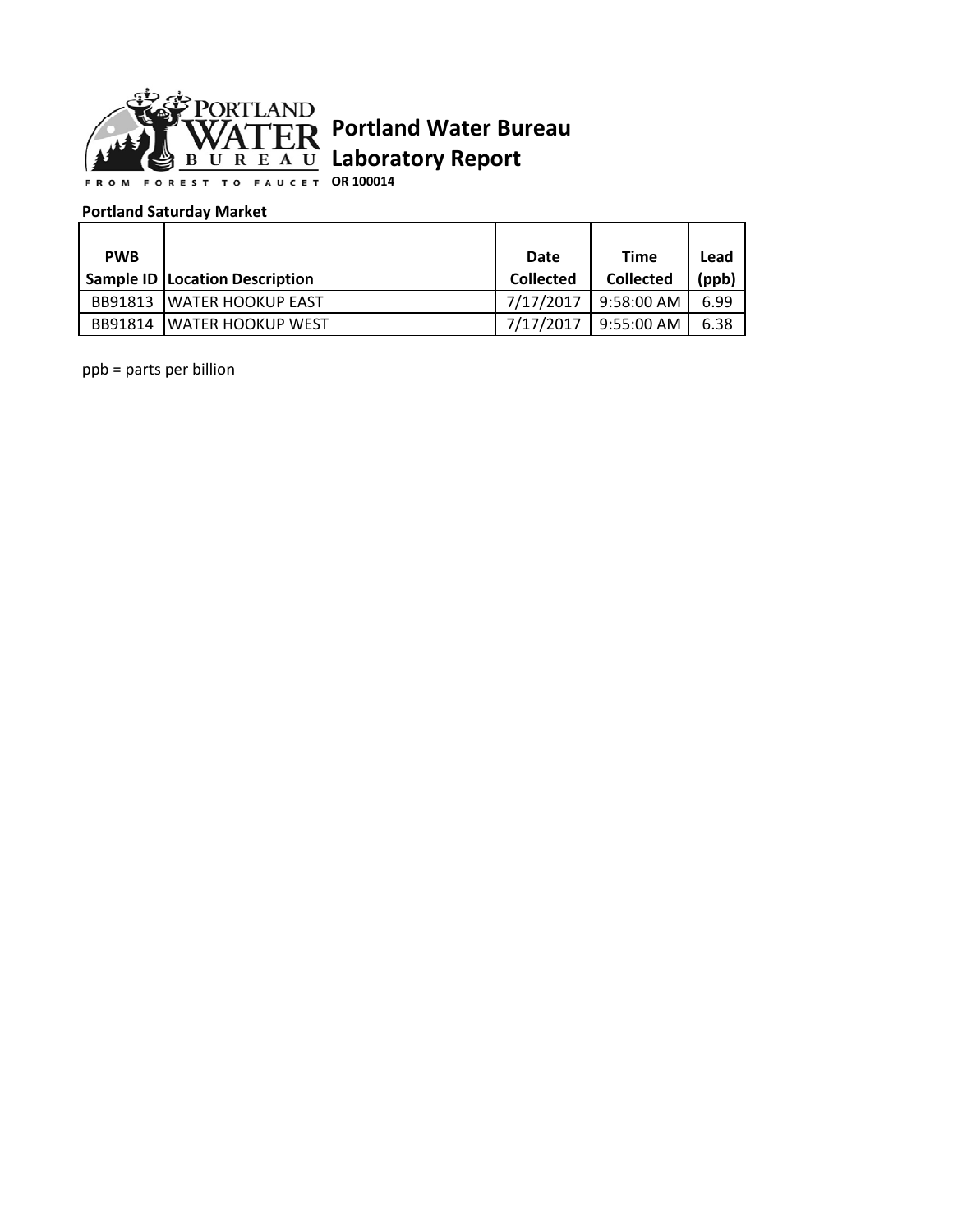# Portland Water Bureau
## Laboratory Report

FROM FOREST TO FAUCET **OR 100014**

**Portland Saturday Market**

| PWB Sample ID | Location Description | Date Collected | Time Collected | Lead (ppb) |
|---|---|---|---|---|
| BB91813 | WATER HOOKUP EAST | 7/17/2017 | 9:58:00 AM | 6.99 |
| BB91814 | WATER HOOKUP WEST | 7/17/2017 | 9:55:00 AM | 6.38 |

ppb = parts per billion